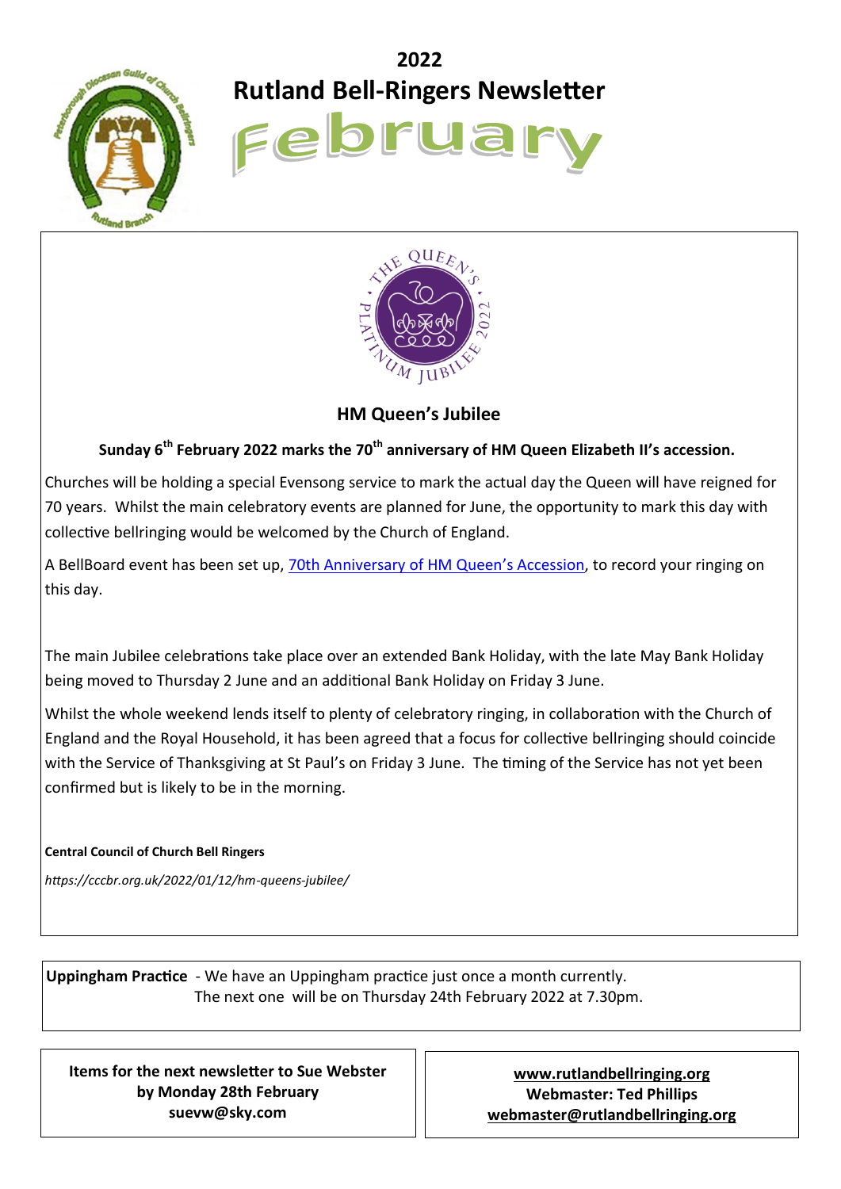# 2022
# Rutland Bell-Ringers Newsletter
# February

## HM Queen's Jubilee

**Sunday 6th February 2022 marks the 70th anniversary of HM Queen Elizabeth II's accession.**

Churches will be holding a special Evensong service to mark the actual day the Queen will have reigned for 70 years. Whilst the main celebratory events are planned for June, the opportunity to mark this day with collective bellringing would be welcomed by the Church of England.

A BellBoard event has been set up, 70th Anniversary of HM Queen's Accession, to record your ringing on this day.

The main Jubilee celebrations take place over an extended Bank Holiday, with the late May Bank Holiday being moved to Thursday 2 June and an additional Bank Holiday on Friday 3 June.

Whilst the whole weekend lends itself to plenty of celebratory ringing, in collaboration with the Church of England and the Royal Household, it has been agreed that a focus for collective bellringing should coincide with the Service of Thanksgiving at St Paul's on Friday 3 June. The timing of the Service has not yet been confirmed but is likely to be in the morning.

**Central Council of Church Bell Ringers**

*https://cccbr.org.uk/2022/01/12/hm-queens-jubilee/*

**Uppingham Practice** - We have an Uppingham practice just once a month currently. The next one will be on Thursday 24th February 2022 at 7.30pm.

**Items for the next newsletter to Sue Webster by Monday 28th February suevw@sky.com**

**www.rutlandbellringing.org**
**Webmaster: Ted Phillips**
**webmaster@rutlandbellringing.org**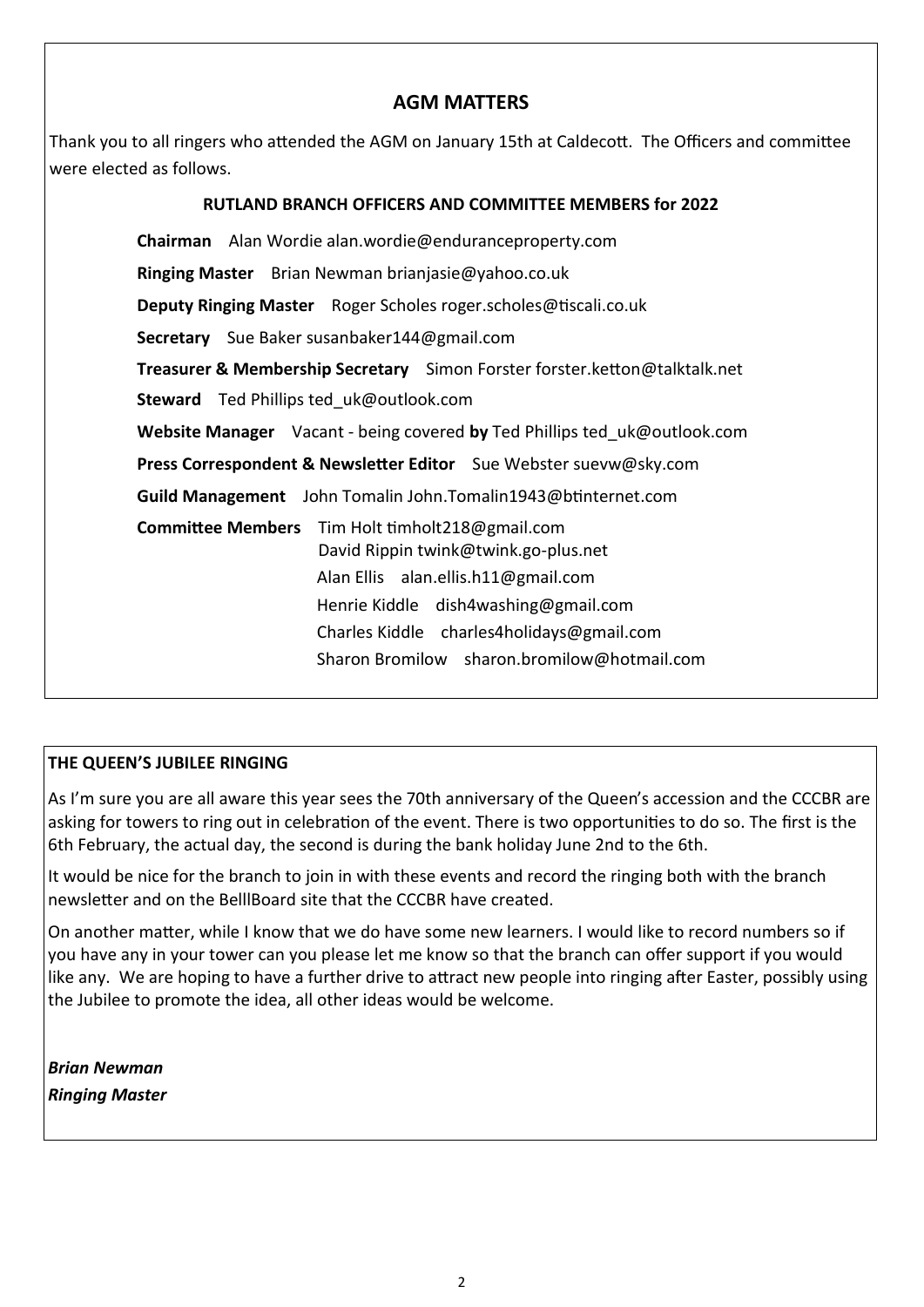## AGM MATTERS

Thank you to all ringers who attended the AGM on January 15th at Caldecott. The Officers and committee were elected as follows.

### RUTLAND BRANCH OFFICERS AND COMMITTEE MEMBERS for 2022

**Chairman** Alan Wordie alan.wordie@enduranceproperty.com

**Ringing Master** Brian Newman brianjasie@yahoo.co.uk

**Deputy Ringing Master** Roger Scholes roger.scholes@tiscali.co.uk

**Secretary** Sue Baker susanbaker144@gmail.com

**Treasurer & Membership Secretary** Simon Forster forster.ketton@talktalk.net

**Steward** Ted Phillips ted_uk@outlook.com

**Website Manager** Vacant - being covered **by** Ted Phillips ted_uk@outlook.com

**Press Correspondent & Newsletter Editor** Sue Webster suevw@sky.com

**Guild Management** John Tomalin John.Tomalin1943@btinternet.com

**Committee Members** Tim Holt timholt218@gmail.com
David Rippin twink@twink.go-plus.net
Alan Ellis alan.ellis.h11@gmail.com
Henrie Kiddle dish4washing@gmail.com
Charles Kiddle charles4holidays@gmail.com
Sharon Bromilow sharon.bromilow@hotmail.com

### THE QUEEN'S JUBILEE RINGING

As I'm sure you are all aware this year sees the 70th anniversary of the Queen's accession and the CCCBR are asking for towers to ring out in celebration of the event. There is two opportunities to do so. The first is the 6th February, the actual day, the second is during the bank holiday June 2nd to the 6th.

It would be nice for the branch to join in with these events and record the ringing both with the branch newsletter and on the BelllBoard site that the CCCBR have created.

On another matter, while I know that we do have some new learners. I would like to record numbers so if you have any in your tower can you please let me know so that the branch can offer support if you would like any. We are hoping to have a further drive to attract new people into ringing after Easter, possibly using the Jubilee to promote the idea, all other ideas would be welcome.

***Brian Newman***
***Ringing Master***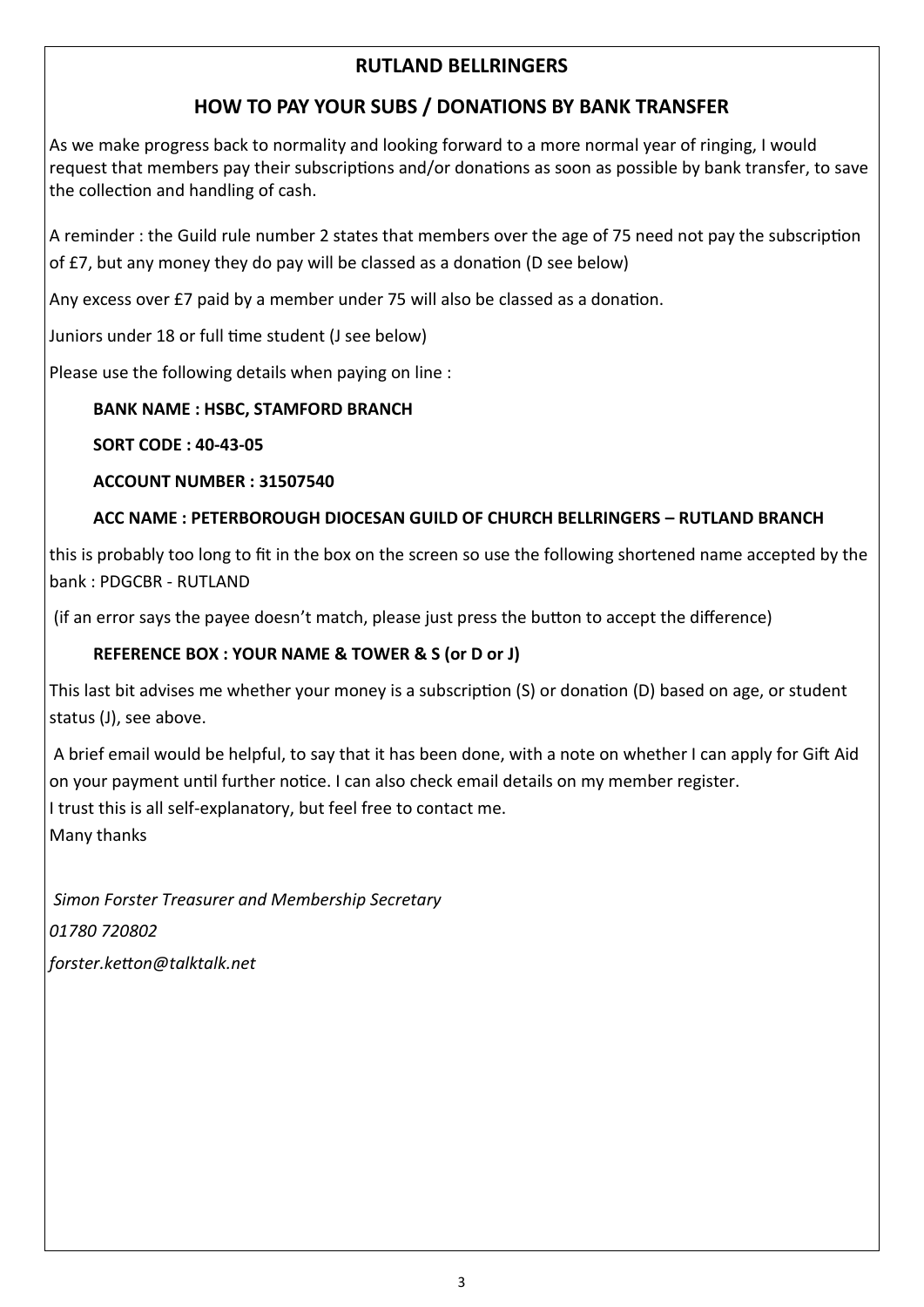## RUTLAND BELLRINGERS

## HOW TO PAY YOUR SUBS / DONATIONS BY BANK TRANSFER

As we make progress back to normality and looking forward to a more normal year of ringing, I would request that members pay their subscriptions and/or donations as soon as possible by bank transfer, to save the collection and handling of cash.

A reminder : the Guild rule number 2 states that members over the age of 75 need not pay the subscription of £7, but any money they do pay will be classed as a donation (D see below)

Any excess over £7 paid by a member under 75 will also be classed as a donation.

Juniors under 18 or full time student (J see below)

Please use the following details when paying on line :

**BANK NAME : HSBC, STAMFORD BRANCH**

**SORT CODE : 40-43-05**

**ACCOUNT NUMBER : 31507540**

**ACC NAME : PETERBOROUGH DIOCESAN GUILD OF CHURCH BELLRINGERS – RUTLAND BRANCH**

this is probably too long to fit in the box on the screen so use the following shortened name accepted by the bank : PDGCBR - RUTLAND

(if an error says the payee doesn't match, please just press the button to accept the difference)

**REFERENCE BOX : YOUR NAME & TOWER & S (or D or J)**

This last bit advises me whether your money is a subscription (S) or donation (D) based on age, or student status (J), see above.

A brief email would be helpful, to say that it has been done, with a note on whether I can apply for Gift Aid on your payment until further notice. I can also check email details on my member register.
I trust this is all self-explanatory, but feel free to contact me.
Many thanks

*Simon Forster Treasurer and Membership Secretary*

*01780 720802*

*forster.ketton@talktalk.net*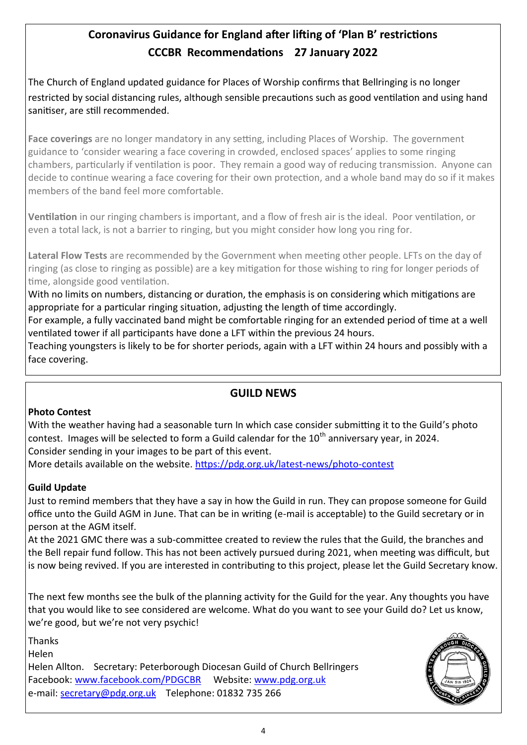## Coronavirus Guidance for England after lifting of 'Plan B' restrictions
## CCCBR Recommendations 27 January 2022

The Church of England updated guidance for Places of Worship confirms that Bellringing is no longer restricted by social distancing rules, although sensible precautions such as good ventilation and using hand sanitiser, are still recommended.

**Face coverings** are no longer mandatory in any setting, including Places of Worship. The government guidance to 'consider wearing a face covering in crowded, enclosed spaces' applies to some ringing chambers, particularly if ventilation is poor. They remain a good way of reducing transmission. Anyone can decide to continue wearing a face covering for their own protection, and a whole band may do so if it makes members of the band feel more comfortable.

**Ventilation** in our ringing chambers is important, and a flow of fresh air is the ideal. Poor ventilation, or even a total lack, is not a barrier to ringing, but you might consider how long you ring for.

**Lateral Flow Tests** are recommended by the Government when meeting other people. LFTs on the day of ringing (as close to ringing as possible) are a key mitigation for those wishing to ring for longer periods of time, alongside good ventilation.

With no limits on numbers, distancing or duration, the emphasis is on considering which mitigations are appropriate for a particular ringing situation, adjusting the length of time accordingly.

For example, a fully vaccinated band might be comfortable ringing for an extended period of time at a well ventilated tower if all participants have done a LFT within the previous 24 hours.

Teaching youngsters is likely to be for shorter periods, again with a LFT within 24 hours and possibly with a face covering.

## GUILD NEWS

**Photo Contest**

With the weather having had a seasonable turn In which case consider submitting it to the Guild's photo contest. Images will be selected to form a Guild calendar for the 10th anniversary year, in 2024.

Consider sending in your images to be part of this event.

More details available on the website. https://pdg.org.uk/latest-news/photo-contest

**Guild Update**

Just to remind members that they have a say in how the Guild in run. They can propose someone for Guild office unto the Guild AGM in June. That can be in writing (e-mail is acceptable) to the Guild secretary or in person at the AGM itself.

At the 2021 GMC there was a sub-committee created to review the rules that the Guild, the branches and the Bell repair fund follow. This has not been actively pursued during 2021, when meeting was difficult, but is now being revived. If you are interested in contributing to this project, please let the Guild Secretary know.

The next few months see the bulk of the planning activity for the Guild for the year. Any thoughts you have that you would like to see considered are welcome. What do you want to see your Guild do? Let us know, we're good, but we're not very psychic!

Thanks

Helen

Helen Allton. Secretary: Peterborough Diocesan Guild of Church Bellringers

Facebook: www.facebook.com/PDGCBR Website: www.pdg.org.uk

e-mail: secretary@pdg.org.uk Telephone: 01832 735 266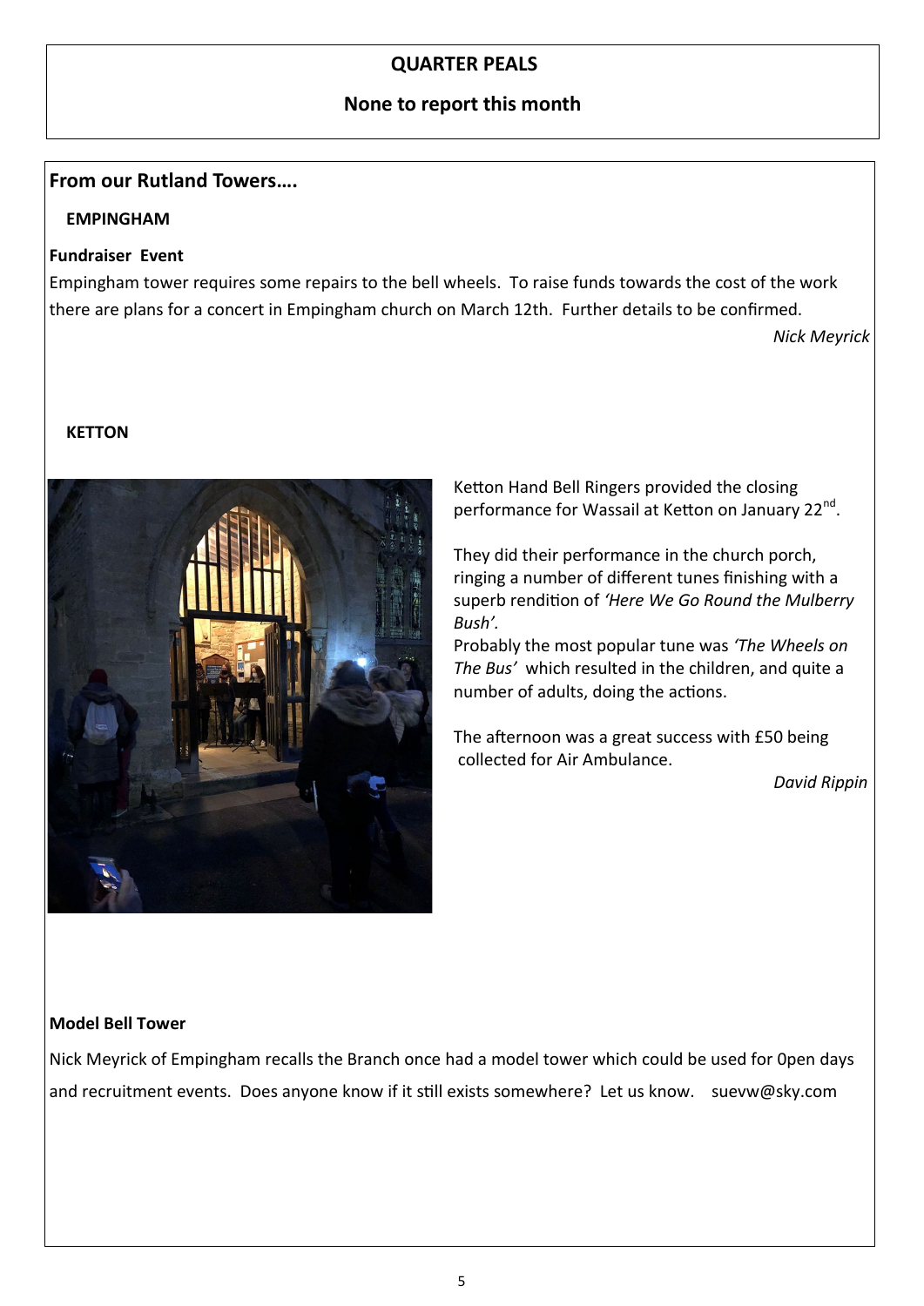## QUARTER PEALS

**None to report this month**

## From our Rutland Towers….

### EMPINGHAM

**Fundraiser Event**

Empingham tower requires some repairs to the bell wheels. To raise funds towards the cost of the work there are plans for a concert in Empingham church on March 12th. Further details to be confirmed.

*Nick Meyrick*

### KETTON

Ketton Hand Bell Ringers provided the closing performance for Wassail at Ketton on January 22nd.

They did their performance in the church porch, ringing a number of different tunes finishing with a superb rendition of *'Here We Go Round the Mulberry Bush'.*

Probably the most popular tune was *'The Wheels on The Bus'* which resulted in the children, and quite a number of adults, doing the actions.

The afternoon was a great success with £50 being collected for Air Ambulance.

*David Rippin*

**Model Bell Tower**

Nick Meyrick of Empingham recalls the Branch once had a model tower which could be used for 0pen days and recruitment events. Does anyone know if it still exists somewhere? Let us know. suevw@sky.com